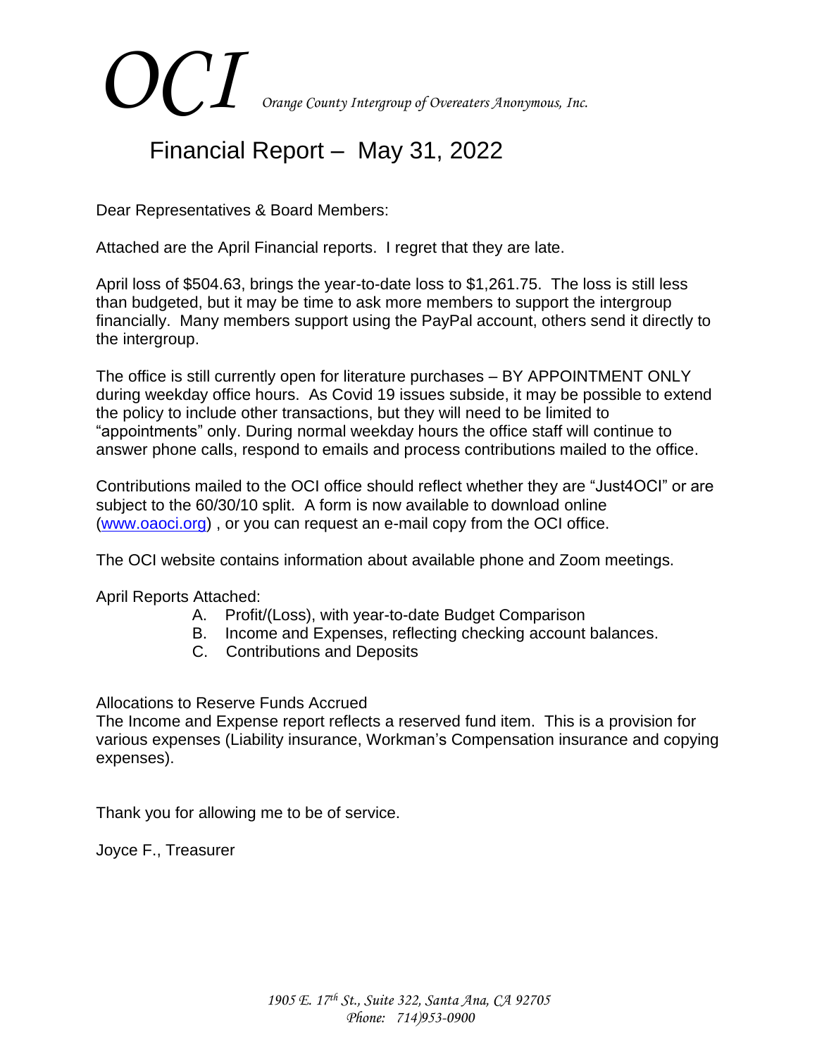# OCI *Orange County Intergroup of Overeaters Anonymous, Inc.*

## Financial Report – May 31, 2022

Dear Representatives & Board Members:

Attached are the April Financial reports. I regret that they are late.

April loss of $504.63, brings the year-to-date loss to $1,261.75. The loss is still less than budgeted, but it may be time to ask more members to support the intergroup financially. Many members support using the PayPal account, others send it directly to the intergroup.

The office is still currently open for literature purchases – BY APPOINTMENT ONLY during weekday office hours. As Covid 19 issues subside, it may be possible to extend the policy to include other transactions, but they will need to be limited to "appointments" only. During normal weekday hours the office staff will continue to answer phone calls, respond to emails and process contributions mailed to the office.

Contributions mailed to the OCI office should reflect whether they are "Just4OCI" or are subject to the 60/30/10 split. A form is now available to download online (www.oaoci.org) , or you can request an e-mail copy from the OCI office.

The OCI website contains information about available phone and Zoom meetings.

April Reports Attached:

A. Profit/(Loss), with year-to-date Budget Comparison
B. Income and Expenses, reflecting checking account balances.
C. Contributions and Deposits

Allocations to Reserve Funds Accrued
The Income and Expense report reflects a reserved fund item. This is a provision for various expenses (Liability insurance, Workman's Compensation insurance and copying expenses).

Thank you for allowing me to be of service.

Joyce F., Treasurer

*1905 E. 17th St., Suite 322, Santa Ana, CA 92705*
*Phone: 714)953-0900*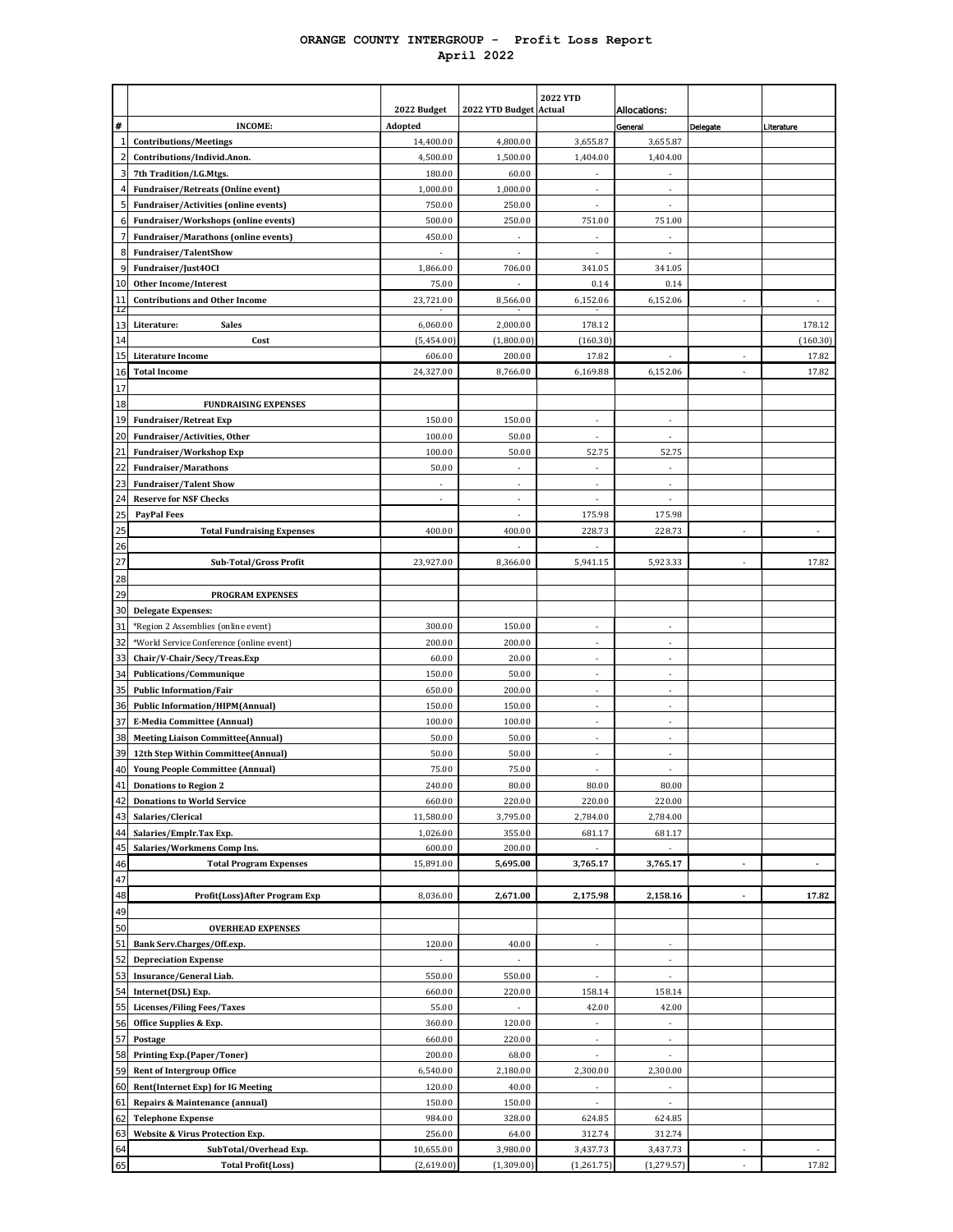# ORANGE COUNTY INTERGROUP - Profit Loss Report
## April 2022

| # | | 2022 Budget | 2022 YTD Budget | 2022 YTD Actual | Allocations: | | |
|---|---|---|---|---|---|---|---|
| # | INCOME: | Adopted | | | General | Delegate | Literature |
| 1 | Contributions/Meetings | 14,400.00 | 4,800.00 | 3,655.87 | 3,655.87 | | |
| 2 | Contributions/Individ.Anon. | 4,500.00 | 1,500.00 | 1,404.00 | 1,404.00 | | |
| 3 | 7th Tradition/I.G.Mtgs. | 180.00 | 60.00 | - | - | | |
| 4 | Fundraiser/Retreats (Online event) | 1,000.00 | 1,000.00 | - | - | | |
| 5 | Fundraiser/Activities (online events) | 750.00 | 250.00 | - | - | | |
| 6 | Fundraiser/Workshops (online events) | 500.00 | 250.00 | 751.00 | 751.00 | | |
| 7 | Fundraiser/Marathons (online events) | 450.00 | - | - | - | | |
| 8 | Fundraiser/TalentShow | - | - | - | - | | |
| 9 | Fundraiser/Just4OCI | 1,866.00 | 706.00 | 341.05 | 341.05 | | |
| 10 | Other Income/Interest | 75.00 | - | 0.14 | 0.14 | | |
| 11 | Contributions and Other Income | 23,721.00 | 8,566.00 | 6,152.06 | 6,152.06 | - | - |
| 12 | | - | - | - | | | |
| 13 | Literature: Sales | 6,060.00 | 2,000.00 | 178.12 | | | 178.12 |
| 14 | Cost | (5,454.00) | (1,800.00) | (160.30) | | | (160.30) |
| 15 | Literature Income | 606.00 | 200.00 | 17.82 | - | - | 17.82 |
| 16 | Total Income | 24,327.00 | 8,766.00 | 6,169.88 | 6,152.06 | - | 17.82 |
| 17 | | | | | | | |
| 18 | FUNDRAISING EXPENSES | | | | | | |
| 19 | Fundraiser/Retreat Exp | 150.00 | 150.00 | - | - | | |
| 20 | Fundraiser/Activities, Other | 100.00 | 50.00 | - | - | | |
| 21 | Fundraiser/Workshop Exp | 100.00 | 50.00 | 52.75 | 52.75 | | |
| 22 | Fundraiser/Marathons | 50.00 | - | - | - | | |
| 23 | Fundraiser/Talent Show | - | - | - | - | | |
| 24 | Reserve for NSF Checks | - | - | - | - | | |
| 25 | PayPal Fees | | - | 175.98 | 175.98 | | |
| 25 | Total Fundraising Expenses | 400.00 | 400.00 | 228.73 | 228.73 | - | - |
| 26 | | | - | - | | | |
| 27 | Sub-Total/Gross Profit | 23,927.00 | 8,366.00 | 5,941.15 | 5,923.33 | - | 17.82 |
| 28 | | | | | | | |
| 29 | PROGRAM EXPENSES | | | | | | |
| 30 | Delegate Expenses: | | | | | | |
| 31 | *Region 2 Assemblies (online event) | 300.00 | 150.00 | - | - | | |
| 32 | *World Service Conference (online event) | 200.00 | 200.00 | - | - | | |
| 33 | Chair/V-Chair/Secy/Treas.Exp | 60.00 | 20.00 | - | - | | |
| 34 | Publications/Communique | 150.00 | 50.00 | - | - | | |
| 35 | Public Information/Fair | 650.00 | 200.00 | - | - | | |
| 36 | Public Information/HIPM(Annual) | 150.00 | 150.00 | - | - | | |
| 37 | E-Media Committee (Annual) | 100.00 | 100.00 | - | - | | |
| 38 | Meeting Liaison Committee(Annual) | 50.00 | 50.00 | - | - | | |
| 39 | 12th Step Within Committee(Annual) | 50.00 | 50.00 | - | - | | |
| 40 | Young People Committee (Annual) | 75.00 | 75.00 | - | - | | |
| 41 | Donations to Region 2 | 240.00 | 80.00 | 80.00 | 80.00 | | |
| 42 | Donations to World Service | 660.00 | 220.00 | 220.00 | 220.00 | | |
| 43 | Salaries/Clerical | 11,580.00 | 3,795.00 | 2,784.00 | 2,784.00 | | |
| 44 | Salaries/Emplr.Tax Exp. | 1,026.00 | 355.00 | 681.17 | 681.17 | | |
| 45 | Salaries/Workmens Comp Ins. | 600.00 | 200.00 | - | - | | |
| 46 | Total Program Expenses | 15,891.00 | 5,695.00 | 3,765.17 | 3,765.17 | - | - |
| 47 | | | | | | | |
| 48 | Profit(Loss)After Program Exp | 8,036.00 | 2,671.00 | 2,175.98 | 2,158.16 | - | 17.82 |
| 49 | | | | | | | |
| 50 | OVERHEAD EXPENSES | | | | | | |
| 51 | Bank Serv.Charges/Off.exp. | 120.00 | 40.00 | - | - | | |
| 52 | Depreciation Expense | - | - | | - | | |
| 53 | Insurance/General Liab. | 550.00 | 550.00 | - | - | | |
| 54 | Internet(DSL) Exp. | 660.00 | 220.00 | 158.14 | 158.14 | | |
| 55 | Licenses/Filing Fees/Taxes | 55.00 | - | 42.00 | 42.00 | | |
| 56 | Office Supplies & Exp. | 360.00 | 120.00 | - | - | | |
| 57 | Postage | 660.00 | 220.00 | - | - | | |
| 58 | Printing Exp.(Paper/Toner) | 200.00 | 68.00 | - | - | | |
| 59 | Rent of Intergroup Office | 6,540.00 | 2,180.00 | 2,300.00 | 2,300.00 | | |
| 60 | Rent(Internet Exp) for IG Meeting | 120.00 | 40.00 | - | - | | |
| 61 | Repairs & Maintenance (annual) | 150.00 | 150.00 | - | - | | |
| 62 | Telephone Expense | 984.00 | 328.00 | 624.85 | 624.85 | | |
| 63 | Website & Virus Protection Exp. | 256.00 | 64.00 | 312.74 | 312.74 | | |
| 64 | SubTotal/Overhead Exp. | 10,655.00 | 3,980.00 | 3,437.73 | 3,437.73 | - | - |
| 65 | Total Profit(Loss) | (2,619.00) | (1,309.00) | (1,261.75) | (1,279.57) | - | 17.82 |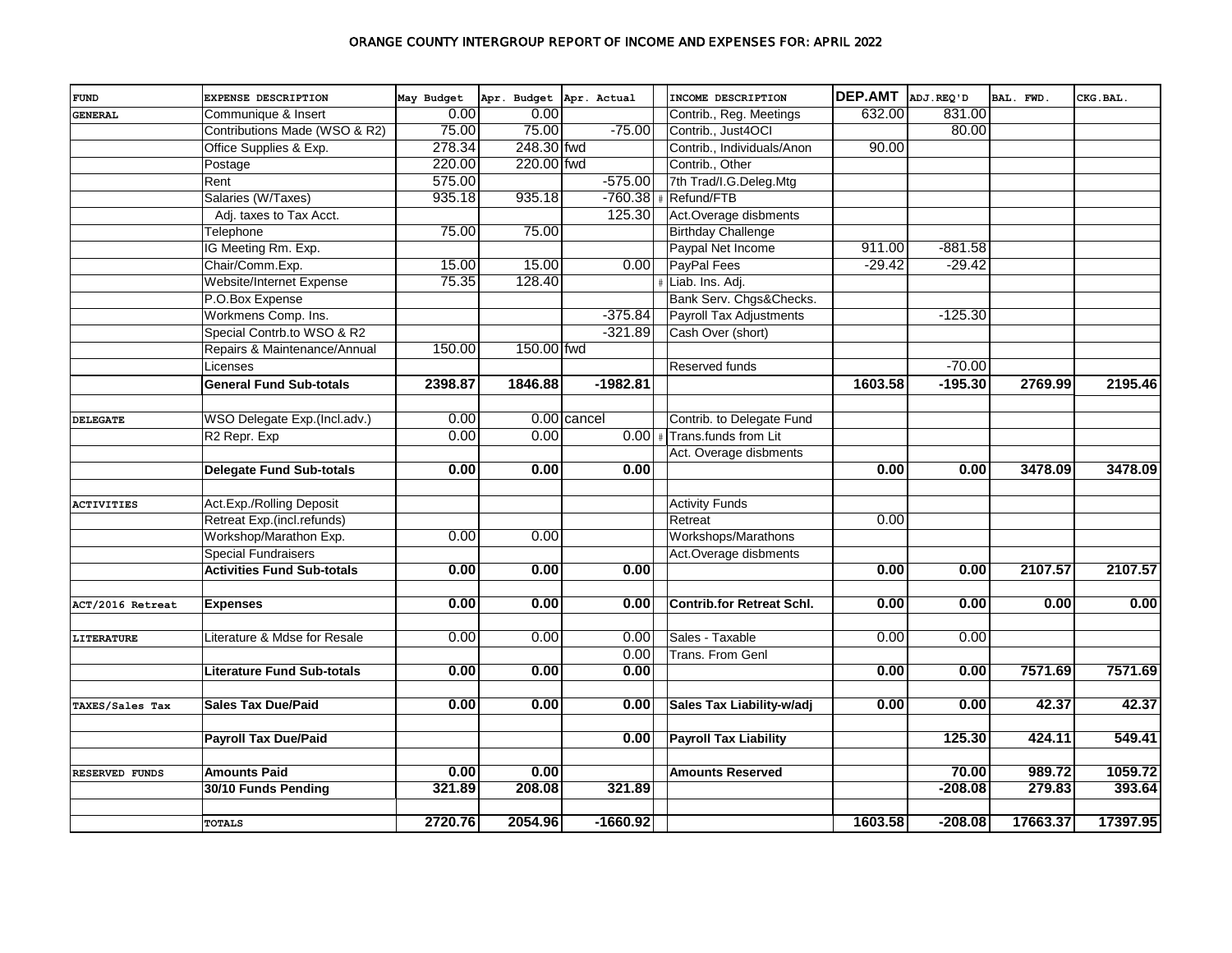# ORANGE COUNTY INTERGROUP REPORT OF INCOME AND EXPENSES FOR: APRIL 2022

| FUND | EXPENSE DESCRIPTION | May Budget | Apr. Budget | Apr. Actual | | INCOME DESCRIPTION | DEP.AMT | ADJ.REQ'D | BAL. FWD. | CKG.BAL. |
|---|---|---|---|---|---|---|---|---|---|---|
| GENERAL | Communique & Insert | 0.00 | 0.00 | | | Contrib., Reg. Meetings | 632.00 | 831.00 | | |
| | Contributions Made (WSO & R2) | 75.00 | 75.00 | -75.00 | | Contrib., Just4OCI | | 80.00 | | |
| | Office Supplies & Exp. | 278.34 | 248.30 fwd | | | Contrib., Individuals/Anon | 90.00 | | | |
| | Postage | 220.00 | 220.00 fwd | | | Contrib., Other | | | | |
| | Rent | 575.00 | | -575.00 | | 7th Trad/I.G.Deleg.Mtg | | | | |
| | Salaries (W/Taxes) | 935.18 | 935.18 | -760.38 | # | Refund/FTB | | | | |
| | Adj. taxes to Tax Acct. | | | 125.30 | | Act.Overage disbments | | | | |
| | Telephone | 75.00 | 75.00 | | | Birthday Challenge | | | | |
| | IG Meeting Rm. Exp. | | | | | Paypal Net Income | 911.00 | -881.58 | | |
| | Chair/Comm.Exp. | 15.00 | 15.00 | 0.00 | | PayPal Fees | -29.42 | -29.42 | | |
| | Website/Internet Expense | 75.35 | 128.40 | | # | Liab. Ins. Adj. | | | | |
| | P.O.Box Expense | | | | | Bank Serv. Chgs&Checks. | | | | |
| | Workmens Comp. Ins. | | | -375.84 | | Payroll Tax Adjustments | | -125.30 | | |
| | Special Contrb.to WSO & R2 | | | -321.89 | | Cash Over (short) | | | | |
| | Repairs & Maintenance/Annual | 150.00 | 150.00 fwd | | | | | | | |
| | Licenses | | | | | Reserved funds | | -70.00 | | |
| | **General Fund Sub-totals** | **2398.87** | **1846.88** | **-1982.81** | | | **1603.58** | **-195.30** | **2769.99** | **2195.46** |
| | | | | | | | | | | |
| DELEGATE | WSO Delegate Exp.(Incl.adv.) | 0.00 | 0.00 cancel | | | Contrib. to Delegate Fund | | | | |
| | R2 Repr. Exp | 0.00 | 0.00 | 0.00 | # | Trans.funds from Lit | | | | |
| | | | | | | Act. Overage disbments | | | | |
| | **Delegate Fund Sub-totals** | **0.00** | **0.00** | **0.00** | | | **0.00** | **0.00** | **3478.09** | **3478.09** |
| | | | | | | | | | | |
| ACTIVITIES | Act.Exp./Rolling Deposit | | | | | Activity Funds | | | | |
| | Retreat Exp.(incl.refunds) | | | | | Retreat | 0.00 | | | |
| | Workshop/Marathon Exp. | 0.00 | 0.00 | | | Workshops/Marathons | | | | |
| | Special Fundraisers | | | | | Act.Overage disbments | | | | |
| | **Activities Fund Sub-totals** | **0.00** | **0.00** | **0.00** | | | **0.00** | **0.00** | **2107.57** | **2107.57** |
| | | | | | | | | | | |
| ACT/2016 Retreat | **Expenses** | **0.00** | **0.00** | **0.00** | | **Contrib.for Retreat Schl.** | **0.00** | **0.00** | **0.00** | **0.00** |
| | | | | | | | | | | |
| LITERATURE | Literature & Mdse for Resale | 0.00 | 0.00 | 0.00 | | Sales - Taxable | 0.00 | 0.00 | | |
| | | | | 0.00 | | Trans. From Genl | | | | |
| | **Literature Fund Sub-totals** | **0.00** | **0.00** | **0.00** | | | **0.00** | **0.00** | **7571.69** | **7571.69** |
| | | | | | | | | | | |
| TAXES/Sales Tax | **Sales Tax Due/Paid** | **0.00** | **0.00** | **0.00** | | **Sales Tax Liability-w/adj** | **0.00** | **0.00** | **42.37** | **42.37** |
| | | | | | | | | | | |
| | **Payroll Tax Due/Paid** | | | **0.00** | | **Payroll Tax Liability** | | **125.30** | **424.11** | **549.41** |
| | | | | | | | | | | |
| RESERVED FUNDS | **Amounts Paid** | **0.00** | **0.00** | | | **Amounts Reserved** | | **70.00** | **989.72** | **1059.72** |
| | **30/10 Funds Pending** | **321.89** | **208.08** | **321.89** | | | | **-208.08** | **279.83** | **393.64** |
| | | | | | | | | | | |
| | **TOTALS** | **2720.76** | **2054.96** | **-1660.92** | | | **1603.58** | **-208.08** | **17663.37** | **17397.95** |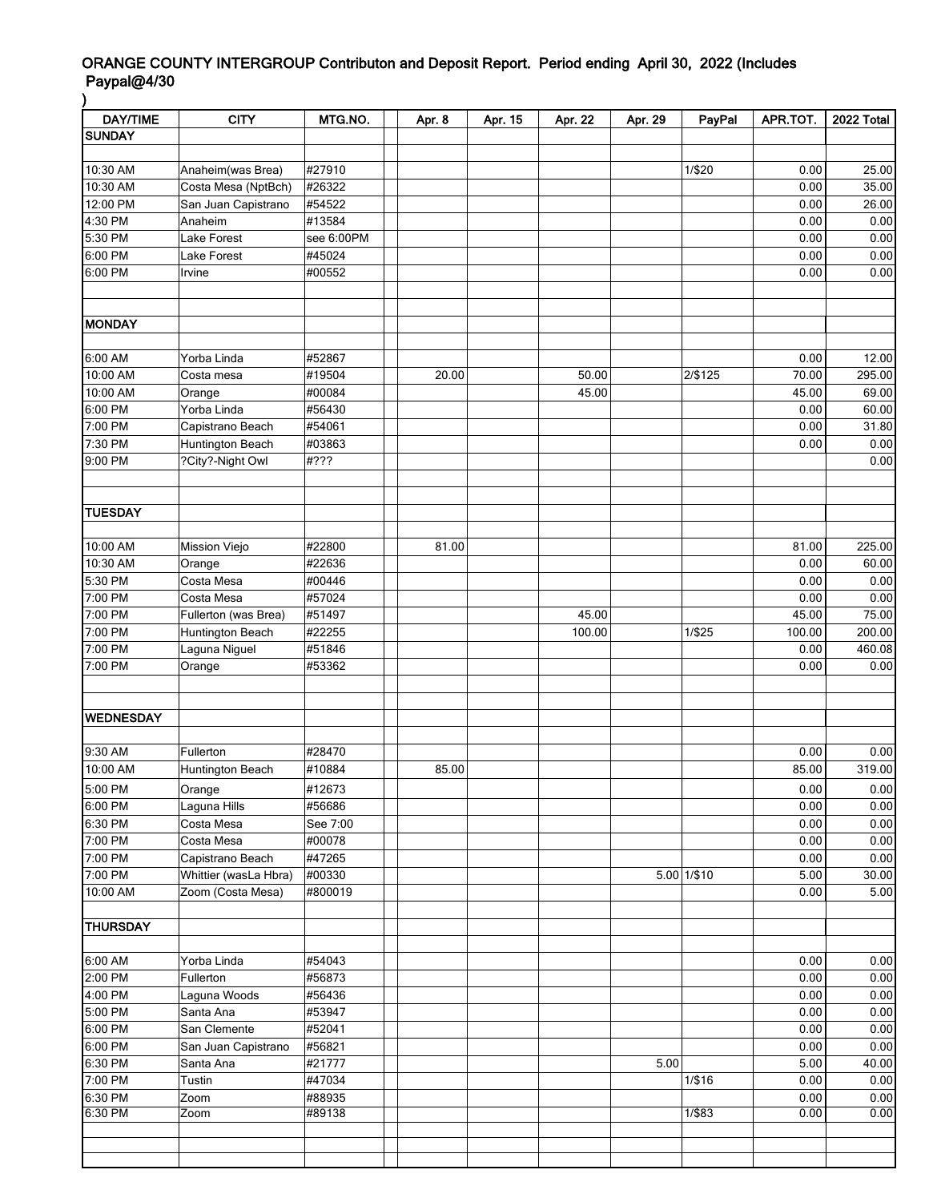ORANGE COUNTY INTERGROUP Contributon and Deposit Report. Period ending April 30, 2022 (Includes Paypal@4/30
)

| DAY/TIME | CITY | MTG.NO. | | Apr. 8 | Apr. 15 | Apr. 22 | Apr. 29 | PayPal | APR.TOT. | 2022 Total |
|---|---|---|---|---|---|---|---|---|---|---|
| **SUNDAY** | | | | | | | | | | |
| | | | | | | | | | | |
| 10:30 AM | Anaheim(was Brea) | #27910 | | | | | | 1/$20 | 0.00 | 25.00 |
| 10:30 AM | Costa Mesa (NptBch) | #26322 | | | | | | | 0.00 | 35.00 |
| 12:00 PM | San Juan Capistrano | #54522 | | | | | | | 0.00 | 26.00 |
| 4:30 PM | Anaheim | #13584 | | | | | | | 0.00 | 0.00 |
| 5:30 PM | Lake Forest | see 6:00PM | | | | | | | 0.00 | 0.00 |
| 6:00 PM | Lake Forest | #45024 | | | | | | | 0.00 | 0.00 |
| 6:00 PM | Irvine | #00552 | | | | | | | 0.00 | 0.00 |
| | | | | | | | | | | |
| | | | | | | | | | | |
| **MONDAY** | | | | | | | | | | |
| | | | | | | | | | | |
| 6:00 AM | Yorba Linda | #52867 | | | | | | | 0.00 | 12.00 |
| 10:00 AM | Costa mesa | #19504 | | 20.00 | | 50.00 | | 2/$125 | 70.00 | 295.00 |
| 10:00 AM | Orange | #00084 | | | | 45.00 | | | 45.00 | 69.00 |
| 6:00 PM | Yorba Linda | #56430 | | | | | | | 0.00 | 60.00 |
| 7:00 PM | Capistrano Beach | #54061 | | | | | | | 0.00 | 31.80 |
| 7:30 PM | Huntington Beach | #03863 | | | | | | | 0.00 | 0.00 |
| 9:00 PM | ?City?-Night Owl | #??? | | | | | | | | 0.00 |
| | | | | | | | | | | |
| | | | | | | | | | | |
| **TUESDAY** | | | | | | | | | | |
| | | | | | | | | | | |
| 10:00 AM | Mission Viejo | #22800 | | 81.00 | | | | | 81.00 | 225.00 |
| 10:30 AM | Orange | #22636 | | | | | | | 0.00 | 60.00 |
| 5:30 PM | Costa Mesa | #00446 | | | | | | | 0.00 | 0.00 |
| 7:00 PM | Costa Mesa | #57024 | | | | | | | 0.00 | 0.00 |
| 7:00 PM | Fullerton (was Brea) | #51497 | | | | 45.00 | | | 45.00 | 75.00 |
| 7:00 PM | Huntington Beach | #22255 | | | | 100.00 | | 1/$25 | 100.00 | 200.00 |
| 7:00 PM | Laguna Niguel | #51846 | | | | | | | 0.00 | 460.08 |
| 7:00 PM | Orange | #53362 | | | | | | | 0.00 | 0.00 |
| | | | | | | | | | | |
| | | | | | | | | | | |
| **WEDNESDAY** | | | | | | | | | | |
| | | | | | | | | | | |
| 9:30 AM | Fullerton | #28470 | | | | | | | 0.00 | 0.00 |
| 10:00 AM | Huntington Beach | #10884 | | 85.00 | | | | | 85.00 | 319.00 |
| 5:00 PM | Orange | #12673 | | | | | | | 0.00 | 0.00 |
| 6:00 PM | Laguna Hills | #56686 | | | | | | | 0.00 | 0.00 |
| 6:30 PM | Costa Mesa | See 7:00 | | | | | | | 0.00 | 0.00 |
| 7:00 PM | Costa Mesa | #00078 | | | | | | | 0.00 | 0.00 |
| 7:00 PM | Capistrano Beach | #47265 | | | | | | | 0.00 | 0.00 |
| 7:00 PM | Whittier (wasLa Hbra) | #00330 | | | | | 5.00 | 1/$10 | 5.00 | 30.00 |
| 10:00 AM | Zoom (Costa Mesa) | #800019 | | | | | | | 0.00 | 5.00 |
| | | | | | | | | | | |
| **THURSDAY** | | | | | | | | | | |
| | | | | | | | | | | |
| 6:00 AM | Yorba Linda | #54043 | | | | | | | 0.00 | 0.00 |
| 2:00 PM | Fullerton | #56873 | | | | | | | 0.00 | 0.00 |
| 4:00 PM | Laguna Woods | #56436 | | | | | | | 0.00 | 0.00 |
| 5:00 PM | Santa Ana | #53947 | | | | | | | 0.00 | 0.00 |
| 6:00 PM | San Clemente | #52041 | | | | | | | 0.00 | 0.00 |
| 6:00 PM | San Juan Capistrano | #56821 | | | | | | | 0.00 | 0.00 |
| 6:30 PM | Santa Ana | #21777 | | | | | 5.00 | | 5.00 | 40.00 |
| 7:00 PM | Tustin | #47034 | | | | | | 1/$16 | 0.00 | 0.00 |
| 6:30 PM | Zoom | #88935 | | | | | | | 0.00 | 0.00 |
| 6:30 PM | Zoom | #89138 | | | | | | 1/$83 | 0.00 | 0.00 |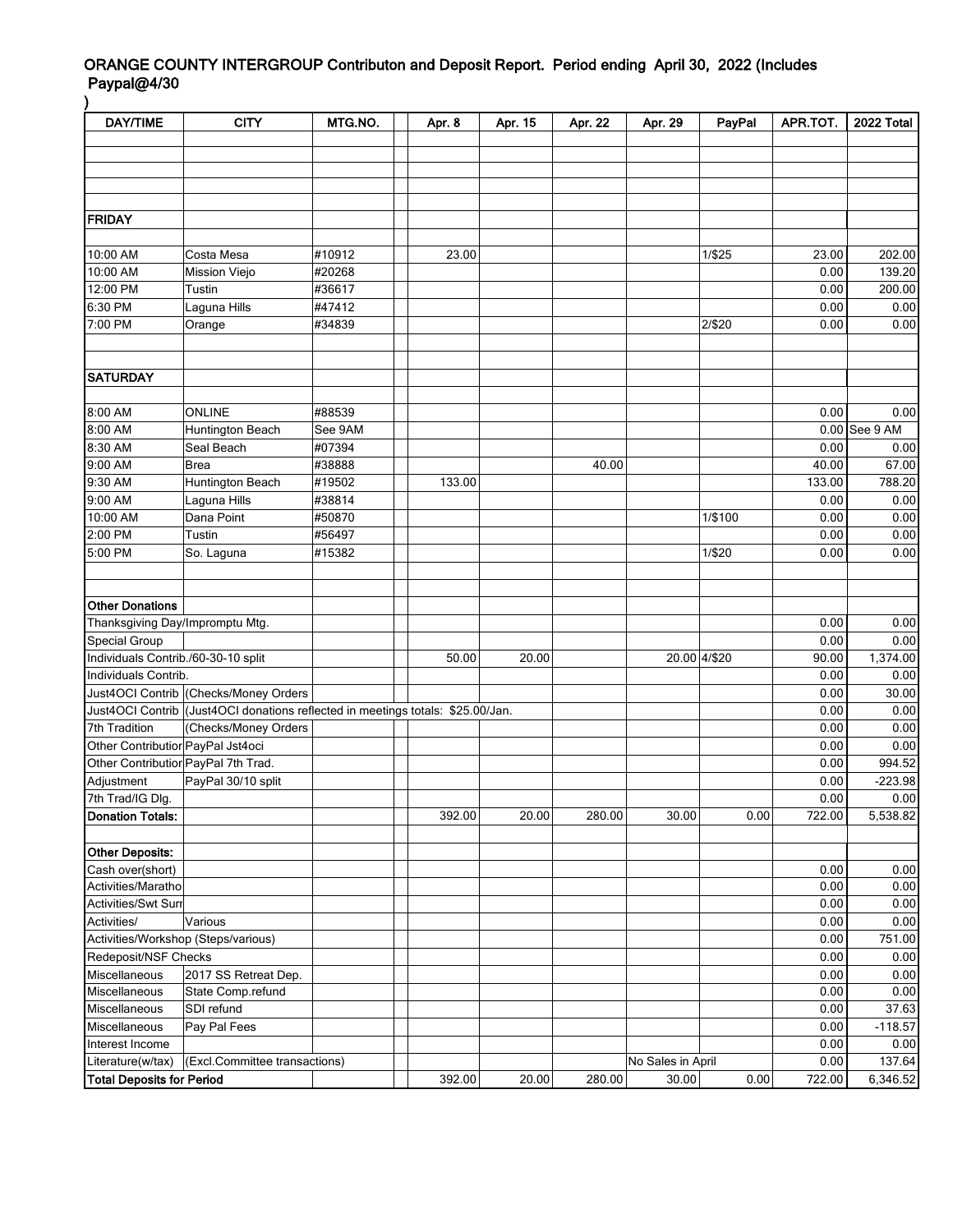# ORANGE COUNTY INTERGROUP Contributon and Deposit Report. Period ending April 30, 2022 (Includes Paypal@4/30 )

| DAY/TIME | CITY | MTG.NO. | | Apr. 8 | Apr. 15 | Apr. 22 | Apr. 29 | PayPal | APR.TOT. | 2022 Total |
|---|---|---|---|---|---|---|---|---|---|---|
| **FRIDAY** | | | | | | | | | | |
| 10:00 AM | Costa Mesa | #10912 | | 23.00 | | | | 1/$25 | 23.00 | 202.00 |
| 10:00 AM | Mission Viejo | #20268 | | | | | | | 0.00 | 139.20 |
| 12:00 PM | Tustin | #36617 | | | | | | | 0.00 | 200.00 |
| 6:30 PM | Laguna Hills | #47412 | | | | | | | 0.00 | 0.00 |
| 7:00 PM | Orange | #34839 | | | | | | 2/$20 | 0.00 | 0.00 |
| **SATURDAY** | | | | | | | | | | |
| 8:00 AM | ONLINE | #88539 | | | | | | | 0.00 | 0.00 |
| 8:00 AM | Huntington Beach | See 9AM | | | | | | | 0.00 | See 9 AM |
| 8:30 AM | Seal Beach | #07394 | | | | | | | 0.00 | 0.00 |
| 9:00 AM | Brea | #38888 | | | | 40.00 | | | 40.00 | 67.00 |
| 9:30 AM | Huntington Beach | #19502 | | 133.00 | | | | | 133.00 | 788.20 |
| 9:00 AM | Laguna Hills | #38814 | | | | | | | 0.00 | 0.00 |
| 10:00 AM | Dana Point | #50870 | | | | | | 1/$100 | 0.00 | 0.00 |
| 2:00 PM | Tustin | #56497 | | | | | | | 0.00 | 0.00 |
| 5:00 PM | So. Laguna | #15382 | | | | | | 1/$20 | 0.00 | 0.00 |
| **Other Donations** | | | | | | | | | | |
| Thanksgiving Day/Impromptu Mtg. | | | | | | | | | 0.00 | 0.00 |
| Special Group | | | | | | | | | 0.00 | 0.00 |
| Individuals Contrib./60-30-10 split | | | | 50.00 | 20.00 | | 20.00 | 4/$20 | 90.00 | 1,374.00 |
| Individuals Contrib. | | | | | | | | | 0.00 | 0.00 |
| Just4OCI Contrib | (Checks/Money Orders | | | | | | | | 0.00 | 30.00 |
| Just4OCI Contrib | (Just4OCI donations reflected in meetings totals: $25.00/Jan. | | | | | | | | 0.00 | 0.00 |
| 7th Tradition | (Checks/Money Orders | | | | | | | | 0.00 | 0.00 |
| Other Contribution | PayPal Jst4oci | | | | | | | | 0.00 | 0.00 |
| Other Contribution | PayPal 7th Trad. | | | | | | | | 0.00 | 994.52 |
| Adjustment | PayPal 30/10 split | | | | | | | | 0.00 | -223.98 |
| 7th Trad/IG Dlg. | | | | | | | | | 0.00 | 0.00 |
| **Donation Totals:** | | | | 392.00 | 20.00 | 280.00 | 30.00 | 0.00 | 722.00 | 5,538.82 |
| **Other Deposits:** | | | | | | | | | | |
| Cash over(short) | | | | | | | | | 0.00 | 0.00 |
| Activities/Maratho | | | | | | | | | 0.00 | 0.00 |
| Activities/Swt Surr | | | | | | | | | 0.00 | 0.00 |
| Activities/ | Various | | | | | | | | 0.00 | 0.00 |
| Activities/Workshop (Steps/various) | | | | | | | | | 0.00 | 751.00 |
| Redeposit/NSF Checks | | | | | | | | | 0.00 | 0.00 |
| Miscellaneous | 2017 SS Retreat Dep. | | | | | | | | 0.00 | 0.00 |
| Miscellaneous | State Comp.refund | | | | | | | | 0.00 | 0.00 |
| Miscellaneous | SDI refund | | | | | | | | 0.00 | 37.63 |
| Miscellaneous | Pay Pal Fees | | | | | | | | 0.00 | -118.57 |
| Interest Income | | | | | | | | | 0.00 | 0.00 |
| Literature(w/tax) | (Excl.Committee transactions) | | | | | | No Sales in April | | 0.00 | 137.64 |
| **Total Deposits for Period** | | | | 392.00 | 20.00 | 280.00 | 30.00 | 0.00 | 722.00 | 6,346.52 |